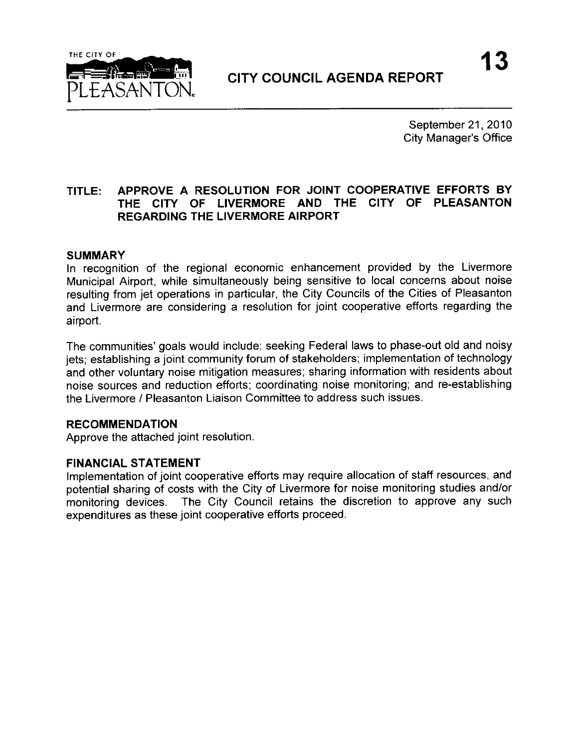THE CITY OF PLEASANTON.

# CITY COUNCIL AGENDA REPORT

13

September 21, 2010
City Manager's Office

## TITLE: APPROVE A RESOLUTION FOR JOINT COOPERATIVE EFFORTS BY THE CITY OF LIVERMORE AND THE CITY OF PLEASANTON REGARDING THE LIVERMORE AIRPORT

### SUMMARY

In recognition of the regional economic enhancement provided by the Livermore Municipal Airport, while simultaneously being sensitive to local concerns about noise resulting from jet operations in particular, the City Councils of the Cities of Pleasanton and Livermore are considering a resolution for joint cooperative efforts regarding the airport.

The communities' goals would include: seeking Federal laws to phase-out old and noisy jets; establishing a joint community forum of stakeholders; implementation of technology and other voluntary noise mitigation measures; sharing information with residents about noise sources and reduction efforts; coordinating noise monitoring; and re-establishing the Livermore / Pleasanton Liaison Committee to address such issues.

### RECOMMENDATION

Approve the attached joint resolution.

### FINANCIAL STATEMENT

Implementation of joint cooperative efforts may require allocation of staff resources, and potential sharing of costs with the City of Livermore for noise monitoring studies and/or monitoring devices. The City Council retains the discretion to approve any such expenditures as these joint cooperative efforts proceed.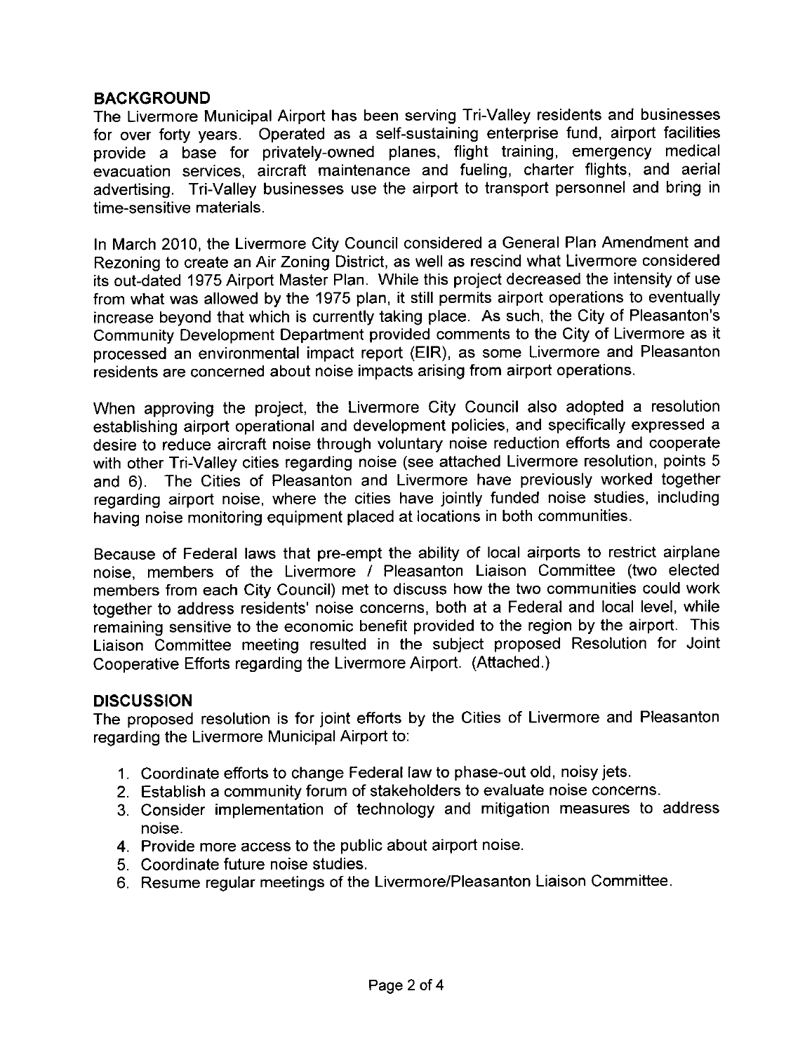## BACKGROUND

The Livermore Municipal Airport has been serving Tri-Valley residents and businesses for over forty years. Operated as a self-sustaining enterprise fund, airport facilities provide a base for privately-owned planes, flight training, emergency medical evacuation services, aircraft maintenance and fueling, charter flights, and aerial advertising. Tri-Valley businesses use the airport to transport personnel and bring in time-sensitive materials.

In March 2010, the Livermore City Council considered a General Plan Amendment and Rezoning to create an Air Zoning District, as well as rescind what Livermore considered its out-dated 1975 Airport Master Plan. While this project decreased the intensity of use from what was allowed by the 1975 plan, it still permits airport operations to eventually increase beyond that which is currently taking place. As such, the City of Pleasanton's Community Development Department provided comments to the City of Livermore as it processed an environmental impact report (EIR), as some Livermore and Pleasanton residents are concerned about noise impacts arising from airport operations.

When approving the project, the Livermore City Council also adopted a resolution establishing airport operational and development policies, and specifically expressed a desire to reduce aircraft noise through voluntary noise reduction efforts and cooperate with other Tri-Valley cities regarding noise (see attached Livermore resolution, points 5 and 6). The Cities of Pleasanton and Livermore have previously worked together regarding airport noise, where the cities have jointly funded noise studies, including having noise monitoring equipment placed at locations in both communities.

Because of Federal laws that pre-empt the ability of local airports to restrict airplane noise, members of the Livermore / Pleasanton Liaison Committee (two elected members from each City Council) met to discuss how the two communities could work together to address residents' noise concerns, both at a Federal and local level, while remaining sensitive to the economic benefit provided to the region by the airport. This Liaison Committee meeting resulted in the subject proposed Resolution for Joint Cooperative Efforts regarding the Livermore Airport. (Attached.)

## DISCUSSION

The proposed resolution is for joint efforts by the Cities of Livermore and Pleasanton regarding the Livermore Municipal Airport to:

1. Coordinate efforts to change Federal law to phase-out old, noisy jets.
2. Establish a community forum of stakeholders to evaluate noise concerns.
3. Consider implementation of technology and mitigation measures to address noise.
4. Provide more access to the public about airport noise.
5. Coordinate future noise studies.
6. Resume regular meetings of the Livermore/Pleasanton Liaison Committee.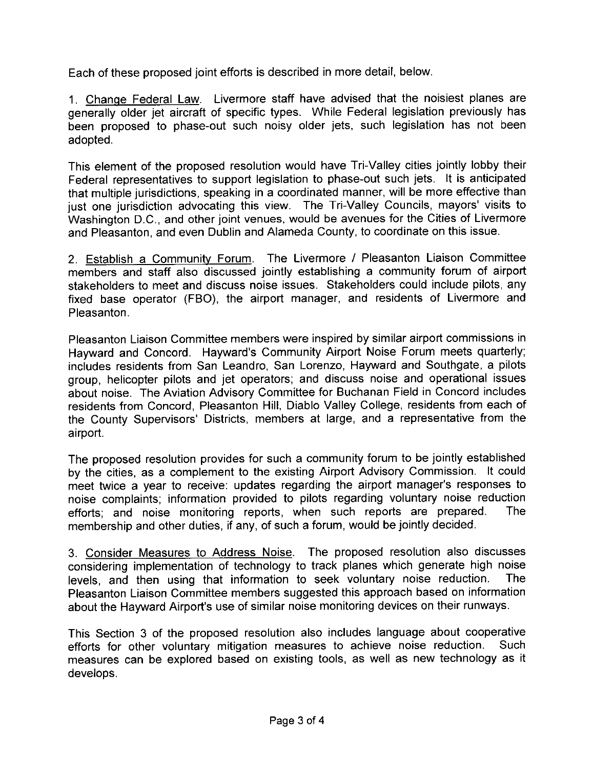Each of these proposed joint efforts is described in more detail, below.

1. Change Federal Law. Livermore staff have advised that the noisiest planes are generally older jet aircraft of specific types. While Federal legislation previously has been proposed to phase-out such noisy older jets, such legislation has not been adopted.

This element of the proposed resolution would have Tri-Valley cities jointly lobby their Federal representatives to support legislation to phase-out such jets. It is anticipated that multiple jurisdictions, speaking in a coordinated manner, will be more effective than just one jurisdiction advocating this view. The Tri-Valley Councils, mayors' visits to Washington D.C., and other joint venues, would be avenues for the Cities of Livermore and Pleasanton, and even Dublin and Alameda County, to coordinate on this issue.

2. Establish a Community Forum. The Livermore / Pleasanton Liaison Committee members and staff also discussed jointly establishing a community forum of airport stakeholders to meet and discuss noise issues. Stakeholders could include pilots, any fixed base operator (FBO), the airport manager, and residents of Livermore and Pleasanton.

Pleasanton Liaison Committee members were inspired by similar airport commissions in Hayward and Concord. Hayward's Community Airport Noise Forum meets quarterly; includes residents from San Leandro, San Lorenzo, Hayward and Southgate, a pilots group, helicopter pilots and jet operators; and discuss noise and operational issues about noise. The Aviation Advisory Committee for Buchanan Field in Concord includes residents from Concord, Pleasanton Hill, Diablo Valley College, residents from each of the County Supervisors' Districts, members at large, and a representative from the airport.

The proposed resolution provides for such a community forum to be jointly established by the cities, as a complement to the existing Airport Advisory Commission. It could meet twice a year to receive: updates regarding the airport manager's responses to noise complaints; information provided to pilots regarding voluntary noise reduction efforts; and noise monitoring reports, when such reports are prepared. The membership and other duties, if any, of such a forum, would be jointly decided.

3. Consider Measures to Address Noise. The proposed resolution also discusses considering implementation of technology to track planes which generate high noise levels, and then using that information to seek voluntary noise reduction. The Pleasanton Liaison Committee members suggested this approach based on information about the Hayward Airport's use of similar noise monitoring devices on their runways.

This Section 3 of the proposed resolution also includes language about cooperative efforts for other voluntary mitigation measures to achieve noise reduction. Such measures can be explored based on existing tools, as well as new technology as it develops.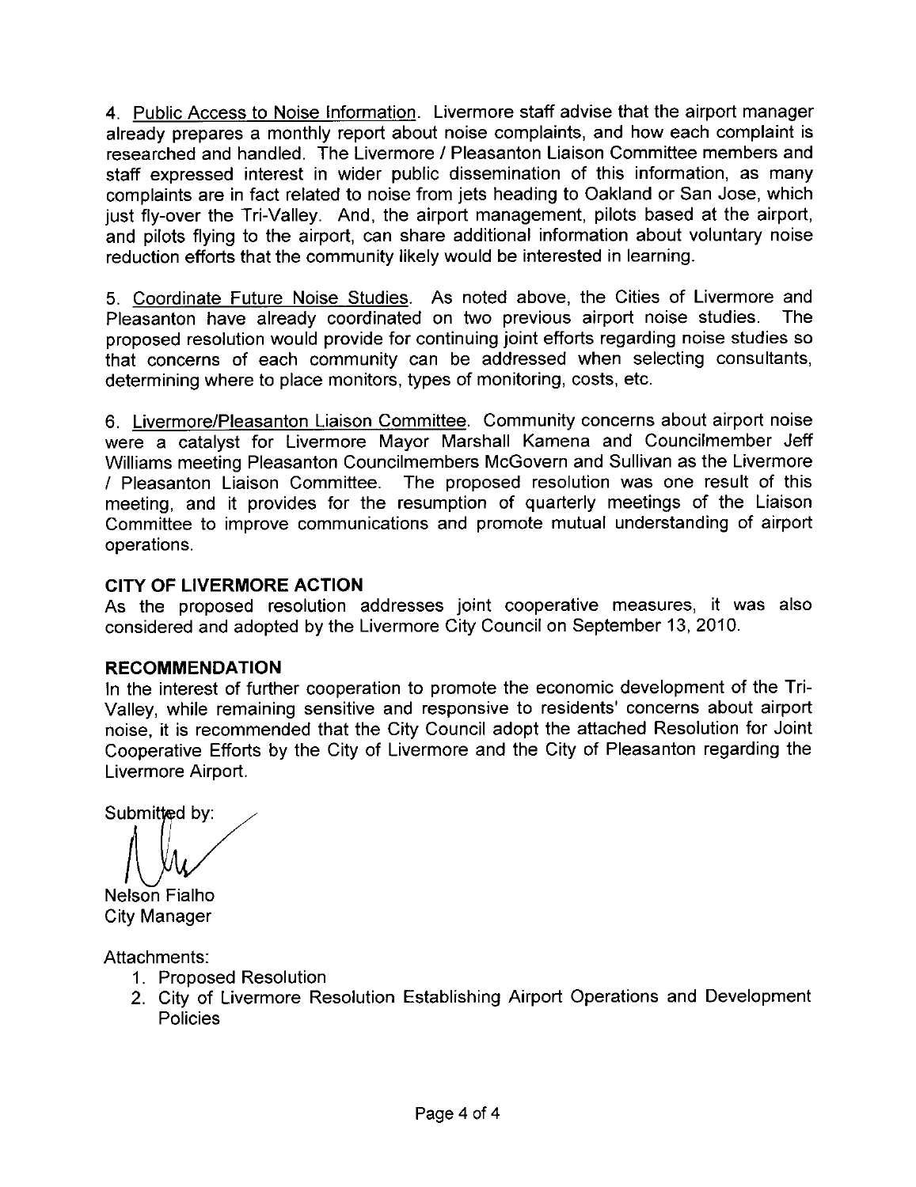4. Public Access to Noise Information. Livermore staff advise that the airport manager already prepares a monthly report about noise complaints, and how each complaint is researched and handled. The Livermore / Pleasanton Liaison Committee members and staff expressed interest in wider public dissemination of this information, as many complaints are in fact related to noise from jets heading to Oakland or San Jose, which just fly-over the Tri-Valley. And, the airport management, pilots based at the airport, and pilots flying to the airport, can share additional information about voluntary noise reduction efforts that the community likely would be interested in learning.

5. Coordinate Future Noise Studies. As noted above, the Cities of Livermore and Pleasanton have already coordinated on two previous airport noise studies. The proposed resolution would provide for continuing joint efforts regarding noise studies so that concerns of each community can be addressed when selecting consultants, determining where to place monitors, types of monitoring, costs, etc.

6. Livermore/Pleasanton Liaison Committee. Community concerns about airport noise were a catalyst for Livermore Mayor Marshall Kamena and Councilmember Jeff Williams meeting Pleasanton Councilmembers McGovern and Sullivan as the Livermore / Pleasanton Liaison Committee. The proposed resolution was one result of this meeting, and it provides for the resumption of quarterly meetings of the Liaison Committee to improve communications and promote mutual understanding of airport operations.

## CITY OF LIVERMORE ACTION

As the proposed resolution addresses joint cooperative measures, it was also considered and adopted by the Livermore City Council on September 13, 2010.

## RECOMMENDATION

In the interest of further cooperation to promote the economic development of the Tri-Valley, while remaining sensitive and responsive to residents' concerns about airport noise, it is recommended that the City Council adopt the attached Resolution for Joint Cooperative Efforts by the City of Livermore and the City of Pleasanton regarding the Livermore Airport.

Submitted by:

Nelson Fialho
City Manager

Attachments:

1. Proposed Resolution
2. City of Livermore Resolution Establishing Airport Operations and Development Policies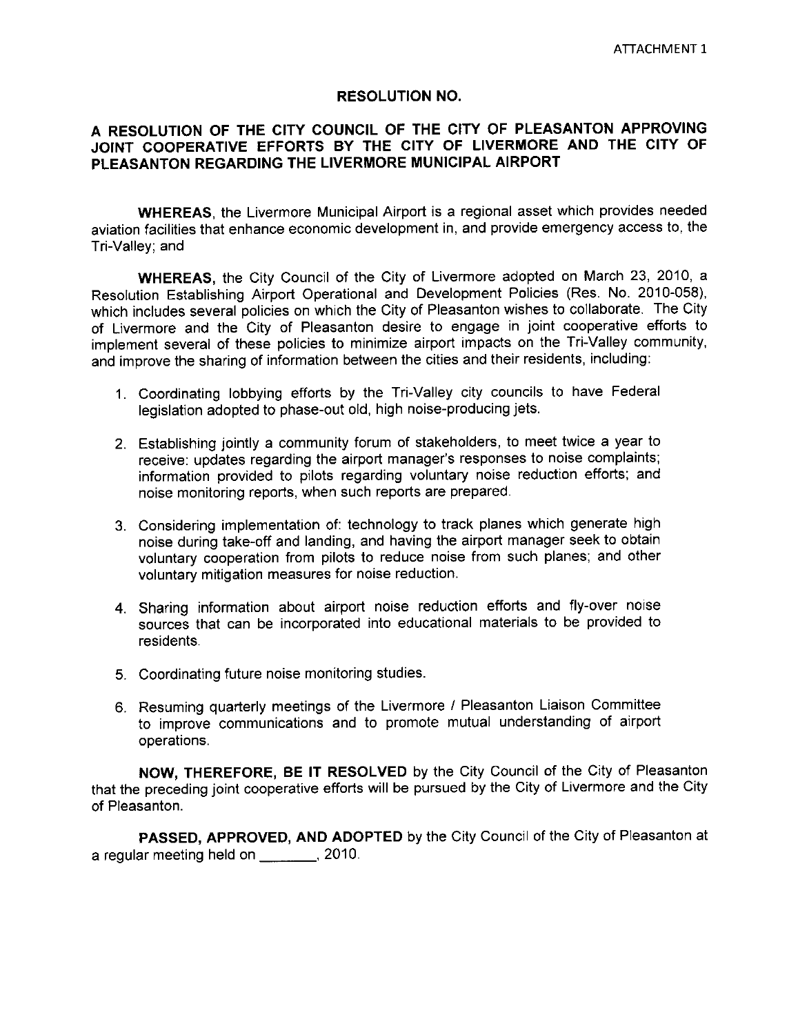ATTACHMENT 1

# RESOLUTION NO.

## A RESOLUTION OF THE CITY COUNCIL OF THE CITY OF PLEASANTON APPROVING JOINT COOPERATIVE EFFORTS BY THE CITY OF LIVERMORE AND THE CITY OF PLEASANTON REGARDING THE LIVERMORE MUNICIPAL AIRPORT

**WHEREAS**, the Livermore Municipal Airport is a regional asset which provides needed aviation facilities that enhance economic development in, and provide emergency access to, the Tri-Valley; and

**WHEREAS,** the City Council of the City of Livermore adopted on March 23, 2010, a Resolution Establishing Airport Operational and Development Policies (Res. No. 2010-058), which includes several policies on which the City of Pleasanton wishes to collaborate. The City of Livermore and the City of Pleasanton desire to engage in joint cooperative efforts to implement several of these policies to minimize airport impacts on the Tri-Valley community, and improve the sharing of information between the cities and their residents, including:

1. Coordinating lobbying efforts by the Tri-Valley city councils to have Federal legislation adopted to phase-out old, high noise-producing jets.
2. Establishing jointly a community forum of stakeholders, to meet twice a year to receive: updates regarding the airport manager's responses to noise complaints; information provided to pilots regarding voluntary noise reduction efforts; and noise monitoring reports, when such reports are prepared.
3. Considering implementation of: technology to track planes which generate high noise during take-off and landing, and having the airport manager seek to obtain voluntary cooperation from pilots to reduce noise from such planes; and other voluntary mitigation measures for noise reduction.
4. Sharing information about airport noise reduction efforts and fly-over noise sources that can be incorporated into educational materials to be provided to residents.
5. Coordinating future noise monitoring studies.
6. Resuming quarterly meetings of the Livermore / Pleasanton Liaison Committee to improve communications and to promote mutual understanding of airport operations.

**NOW, THEREFORE, BE IT RESOLVED** by the City Council of the City of Pleasanton that the preceding joint cooperative efforts will be pursued by the City of Livermore and the City of Pleasanton.

**PASSED, APPROVED, AND ADOPTED** by the City Council of the City of Pleasanton at a regular meeting held on ________, 2010.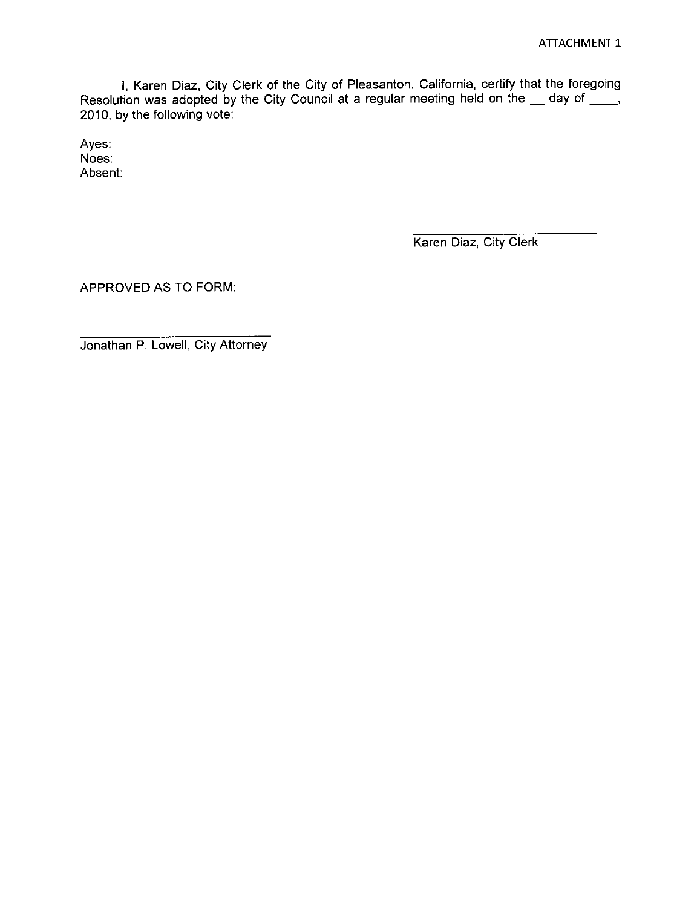ATTACHMENT 1

I, Karen Diaz, City Clerk of the City of Pleasanton, California, certify that the foregoing Resolution was adopted by the City Council at a regular meeting held on the __ day of ____, 2010, by the following vote:

Ayes:
Noes:
Absent:

_________________________
Karen Diaz, City Clerk

APPROVED AS TO FORM:

_________________________
Jonathan P. Lowell, City Attorney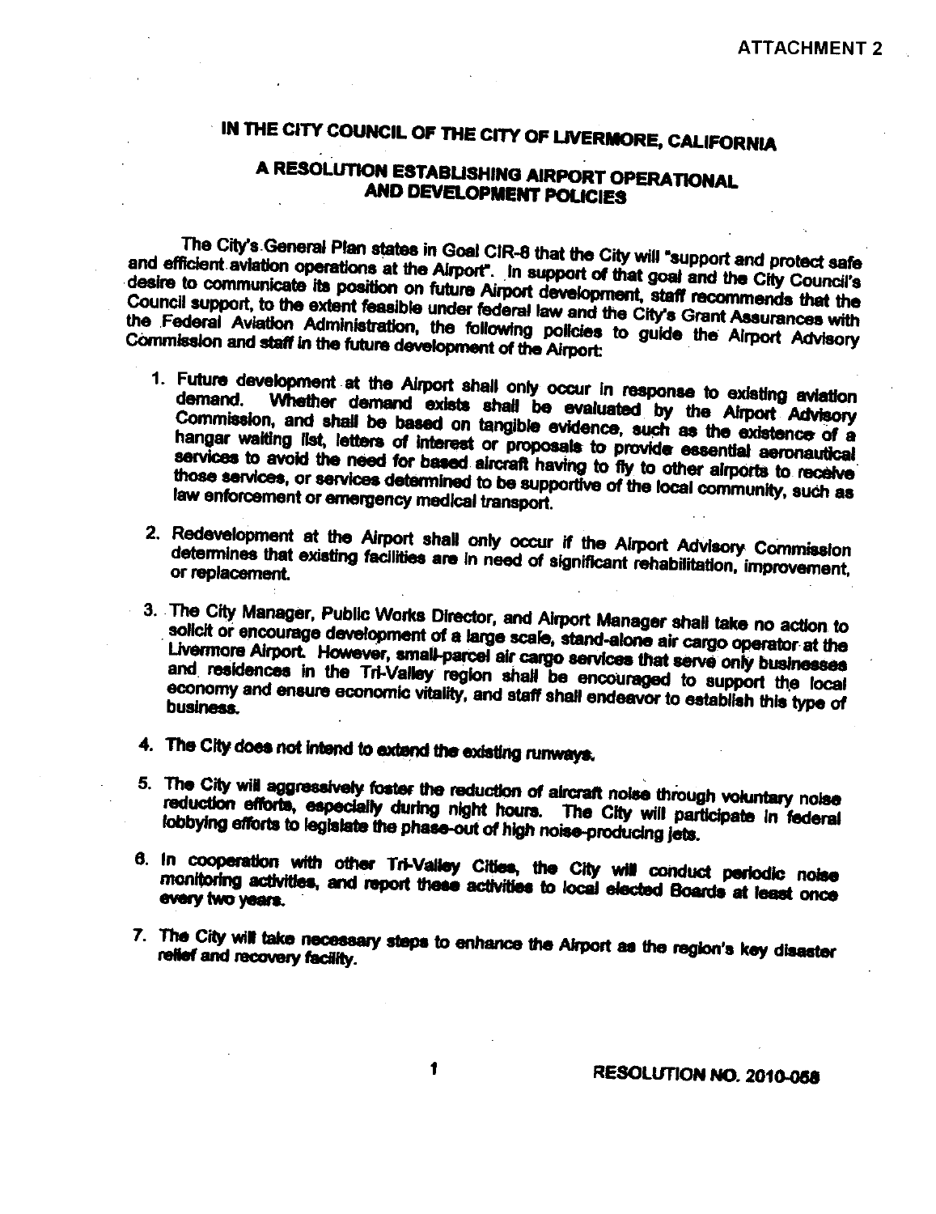ATTACHMENT 2

# IN THE CITY COUNCIL OF THE CITY OF LIVERMORE, CALIFORNIA

## A RESOLUTION ESTABLISHING AIRPORT OPERATIONAL AND DEVELOPMENT POLICIES

The City's General Plan states in Goal CIR-8 that the City will "support and protect safe and efficient aviation operations at the Airport". In support of that goal and the City Council's desire to communicate its position on future Airport development, staff recommends that the Council support, to the extent feasible under federal law and the City's Grant Assurances with the Federal Aviation Administration, the following policies to guide the Airport Advisory Commission and staff in the future development of the Airport:

1. Future development at the Airport shall only occur in response to existing aviation demand. Whether demand exists shall be evaluated by the Airport Advisory Commission, and shall be based on tangible evidence, such as the existence of a hangar waiting list, letters of interest or proposals to provide essential aeronautical services to avoid the need for based aircraft having to fly to other airports to receive those services, or services determined to be supportive of the local community, such as law enforcement or emergency medical transport.

2. Redevelopment at the Airport shall only occur if the Airport Advisory Commission determines that existing facilities are in need of significant rehabilitation, improvement, or replacement.

3. The City Manager, Public Works Director, and Airport Manager shall take no action to solicit or encourage development of a large scale, stand-alone air cargo operator at the Livermore Airport. However, small-parcel air cargo services that serve only businesses and residences in the Tri-Valley region shall be encouraged to support the local economy and ensure economic vitality, and staff shall endeavor to establish this type of business.

4. The City does not intend to extend the existing runways.

5. The City will aggressively foster the reduction of aircraft noise through voluntary noise reduction efforts, especially during night hours. The City will participate in federal lobbying efforts to legislate the phase-out of high noise-producing jets.

6. In cooperation with other Tri-Valley Cities, the City will conduct periodic noise monitoring activities, and report these activities to local elected Boards at least once every two years.

7. The City will take necessary steps to enhance the Airport as the region's key disaster relief and recovery facility.

RESOLUTION NO. 2010-058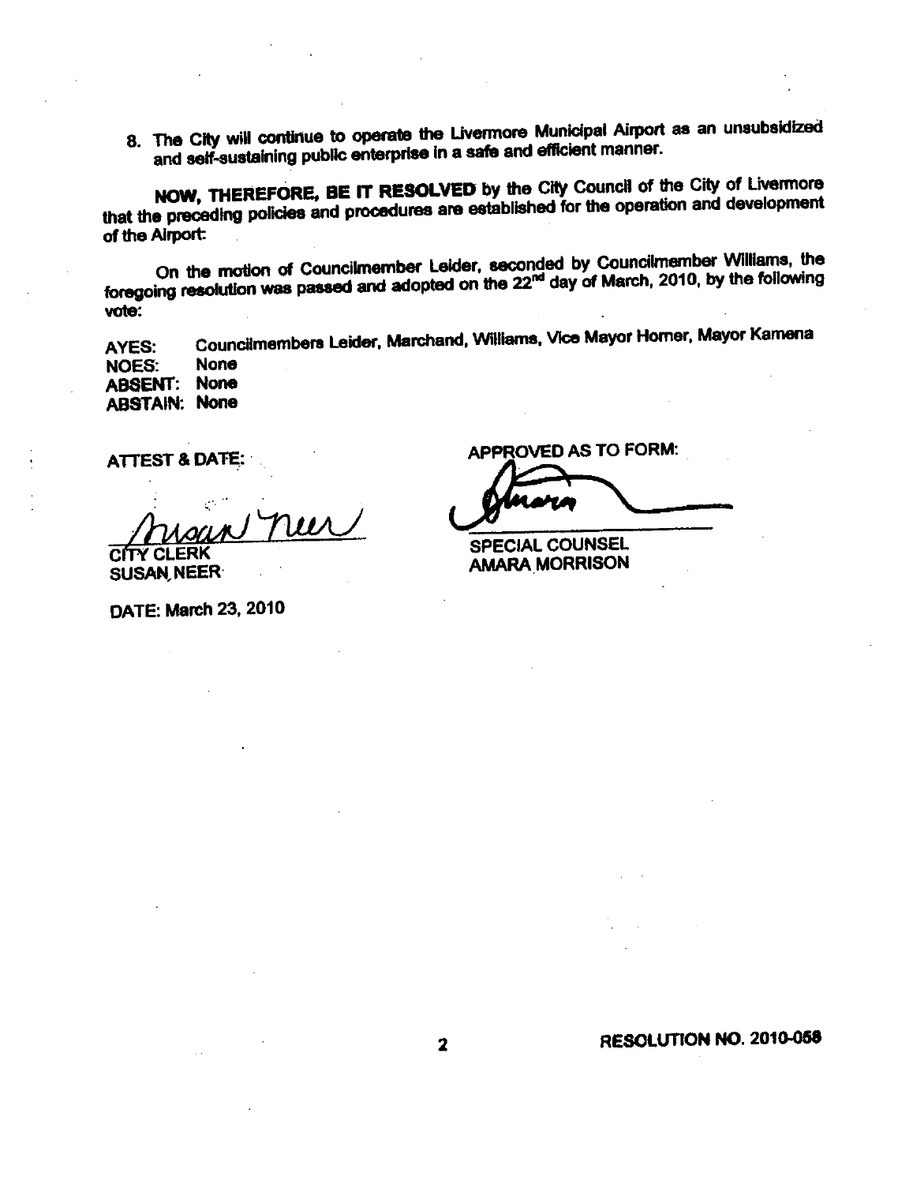8. The City will continue to operate the Livermore Municipal Airport as an unsubsidized and self-sustaining public enterprise in a safe and efficient manner.

**NOW, THEREFORE, BE IT RESOLVED** by the City Council of the City of Livermore that the preceding policies and procedures are established for the operation and development of the Airport:

On the motion of Councilmember Leider, seconded by Councilmember Williams, the foregoing resolution was passed and adopted on the 22nd day of March, 2010, by the following vote:

**AYES:** Councilmembers Leider, Marchand, Williams, Vice Mayor Horner, Mayor Kamena
**NOES:** None
**ABSENT:** None
**ABSTAIN:** None

ATTEST & DATE:

CITY CLERK
SUSAN NEER

DATE: March 23, 2010

APPROVED AS TO FORM:

SPECIAL COUNSEL
AMARA MORRISON

RESOLUTION NO. 2010-058